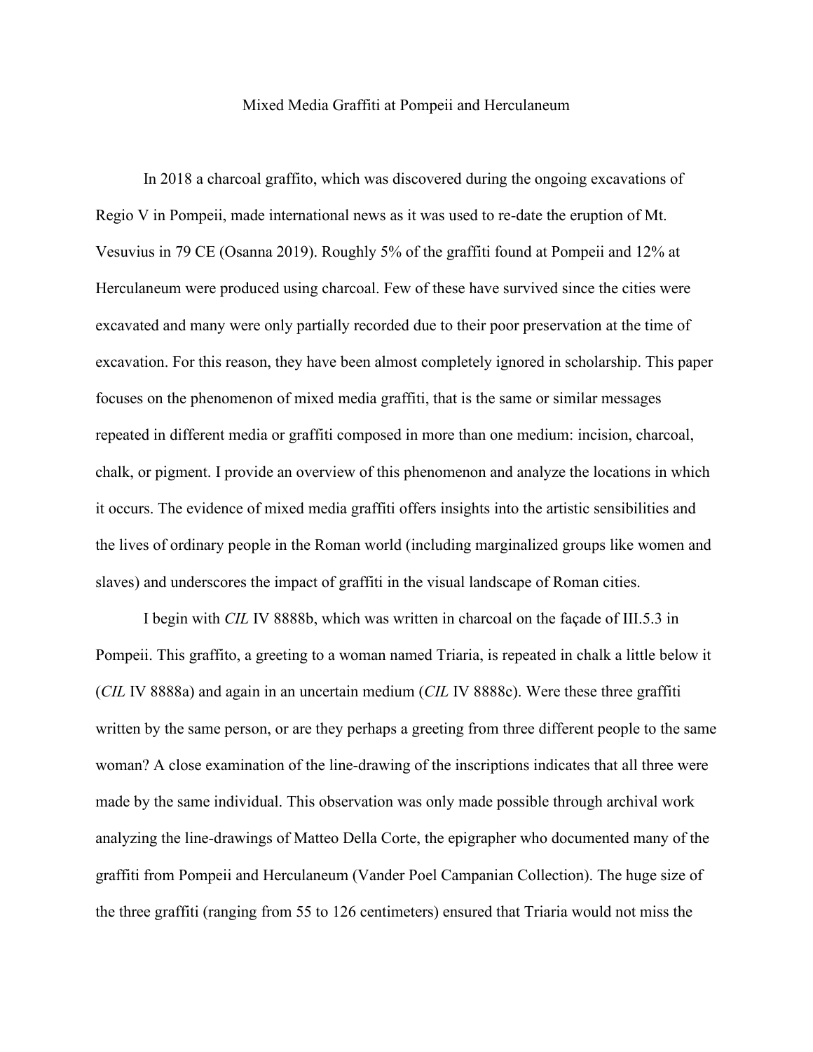# Mixed Media Graffiti at Pompeii and Herculaneum

In 2018 a charcoal graffito, which was discovered during the ongoing excavations of Regio V in Pompeii, made international news as it was used to re-date the eruption of Mt. Vesuvius in 79 CE (Osanna 2019). Roughly 5% of the graffiti found at Pompeii and 12% at Herculaneum were produced using charcoal. Few of these have survived since the cities were excavated and many were only partially recorded due to their poor preservation at the time of excavation. For this reason, they have been almost completely ignored in scholarship. This paper focuses on the phenomenon of mixed media graffiti, that is the same or similar messages repeated in different media or graffiti composed in more than one medium: incision, charcoal, chalk, or pigment. I provide an overview of this phenomenon and analyze the locations in which it occurs. The evidence of mixed media graffiti offers insights into the artistic sensibilities and the lives of ordinary people in the Roman world (including marginalized groups like women and slaves) and underscores the impact of graffiti in the visual landscape of Roman cities.

I begin with *CIL* IV 8888b, which was written in charcoal on the façade of III.5.3 in Pompeii. This graffito, a greeting to a woman named Triaria, is repeated in chalk a little below it (*CIL* IV 8888a) and again in an uncertain medium (*CIL* IV 8888c). Were these three graffiti written by the same person, or are they perhaps a greeting from three different people to the same woman? A close examination of the line-drawing of the inscriptions indicates that all three were made by the same individual. This observation was only made possible through archival work analyzing the line-drawings of Matteo Della Corte, the epigrapher who documented many of the graffiti from Pompeii and Herculaneum (Vander Poel Campanian Collection). The huge size of the three graffiti (ranging from 55 to 126 centimeters) ensured that Triaria would not miss the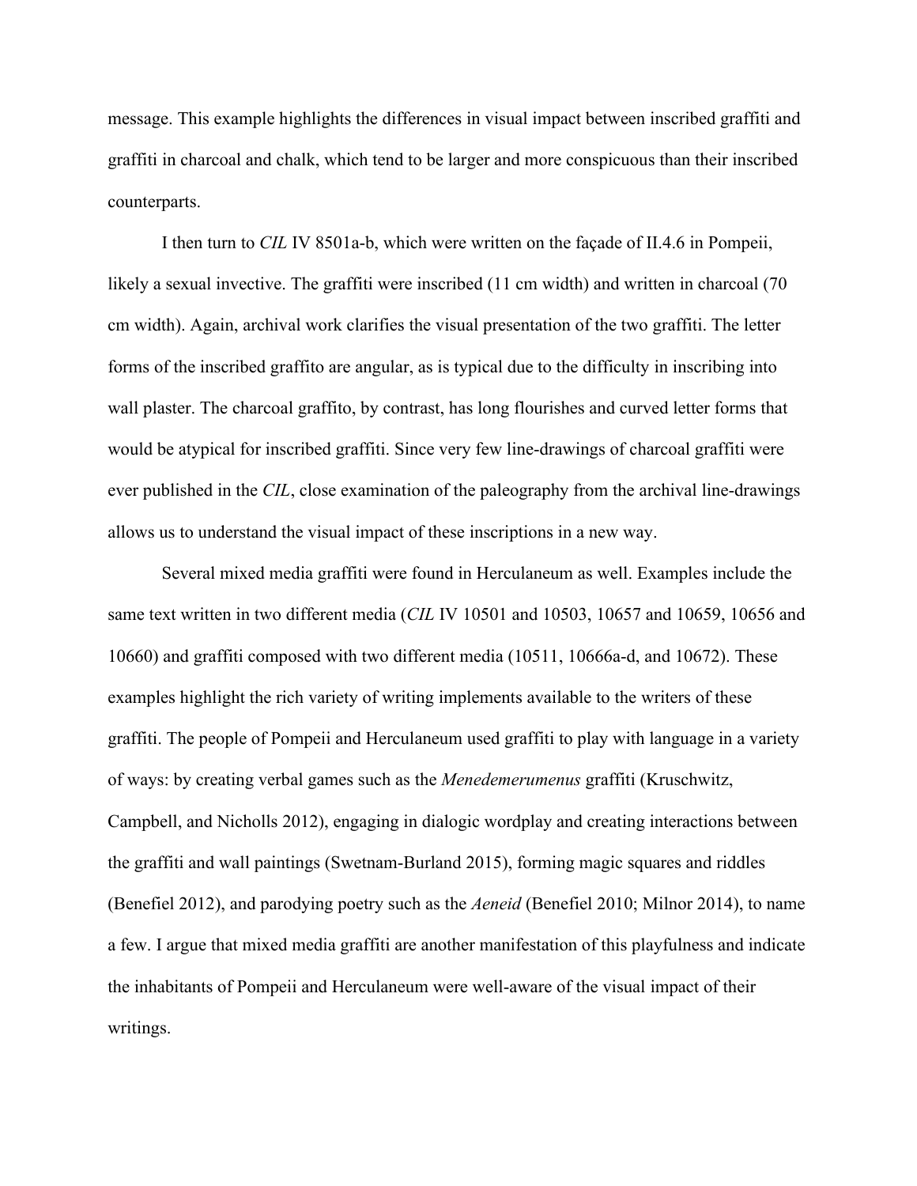message. This example highlights the differences in visual impact between inscribed graffiti and graffiti in charcoal and chalk, which tend to be larger and more conspicuous than their inscribed counterparts.

I then turn to *CIL* IV 8501a-b, which were written on the façade of II.4.6 in Pompeii, likely a sexual invective. The graffiti were inscribed (11 cm width) and written in charcoal (70 cm width). Again, archival work clarifies the visual presentation of the two graffiti. The letter forms of the inscribed graffito are angular, as is typical due to the difficulty in inscribing into wall plaster. The charcoal graffito, by contrast, has long flourishes and curved letter forms that would be atypical for inscribed graffiti. Since very few line-drawings of charcoal graffiti were ever published in the *CIL*, close examination of the paleography from the archival line-drawings allows us to understand the visual impact of these inscriptions in a new way.

Several mixed media graffiti were found in Herculaneum as well. Examples include the same text written in two different media (*CIL* IV 10501 and 10503, 10657 and 10659, 10656 and 10660) and graffiti composed with two different media (10511, 10666a-d, and 10672). These examples highlight the rich variety of writing implements available to the writers of these graffiti. The people of Pompeii and Herculaneum used graffiti to play with language in a variety of ways: by creating verbal games such as the *Menedemerumenus* graffiti (Kruschwitz, Campbell, and Nicholls 2012), engaging in dialogic wordplay and creating interactions between the graffiti and wall paintings (Swetnam-Burland 2015), forming magic squares and riddles (Benefiel 2012), and parodying poetry such as the *Aeneid* (Benefiel 2010; Milnor 2014), to name a few. I argue that mixed media graffiti are another manifestation of this playfulness and indicate the inhabitants of Pompeii and Herculaneum were well-aware of the visual impact of their writings.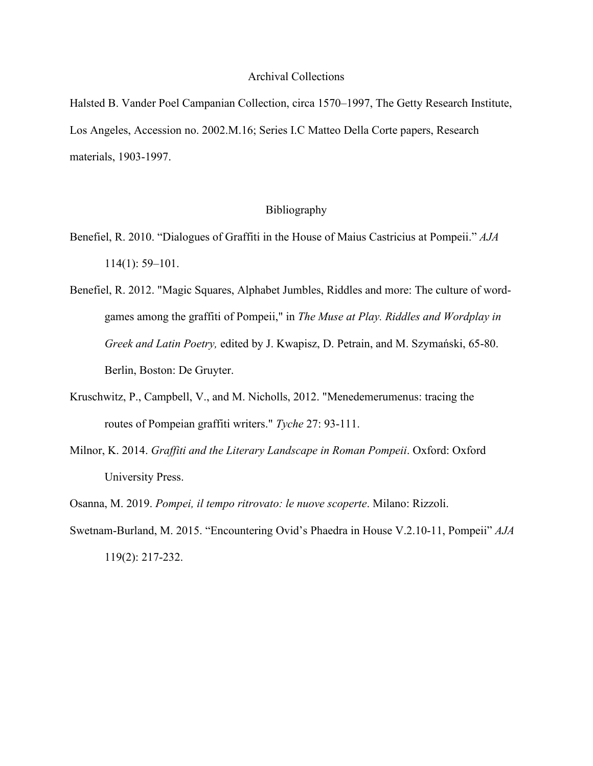## Archival Collections

Halsted B. Vander Poel Campanian Collection, circa 1570–1997, The Getty Research Institute, Los Angeles, Accession no. 2002.M.16; Series I.C Matteo Della Corte papers, Research materials, 1903-1997.

## Bibliography

Benefiel, R. 2010. "Dialogues of Graffiti in the House of Maius Castricius at Pompeii." *AJA* 114(1): 59–101.

Benefiel, R. 2012. "Magic Squares, Alphabet Jumbles, Riddles and more: The culture of word-games among the graffiti of Pompeii," in *The Muse at Play. Riddles and Wordplay in Greek and Latin Poetry,* edited by J. Kwapisz, D. Petrain, and M. Szymański, 65-80. Berlin, Boston: De Gruyter.

Kruschwitz, P., Campbell, V., and M. Nicholls, 2012. "Menedemerumenus: tracing the routes of Pompeian graffiti writers." *Tyche* 27: 93-111.

Milnor, K. 2014. *Graffiti and the Literary Landscape in Roman Pompeii*. Oxford: Oxford University Press.

Osanna, M. 2019. *Pompei, il tempo ritrovato: le nuove scoperte*. Milano: Rizzoli.

Swetnam-Burland, M. 2015. "Encountering Ovid's Phaedra in House V.2.10-11, Pompeii" *AJA* 119(2): 217-232.